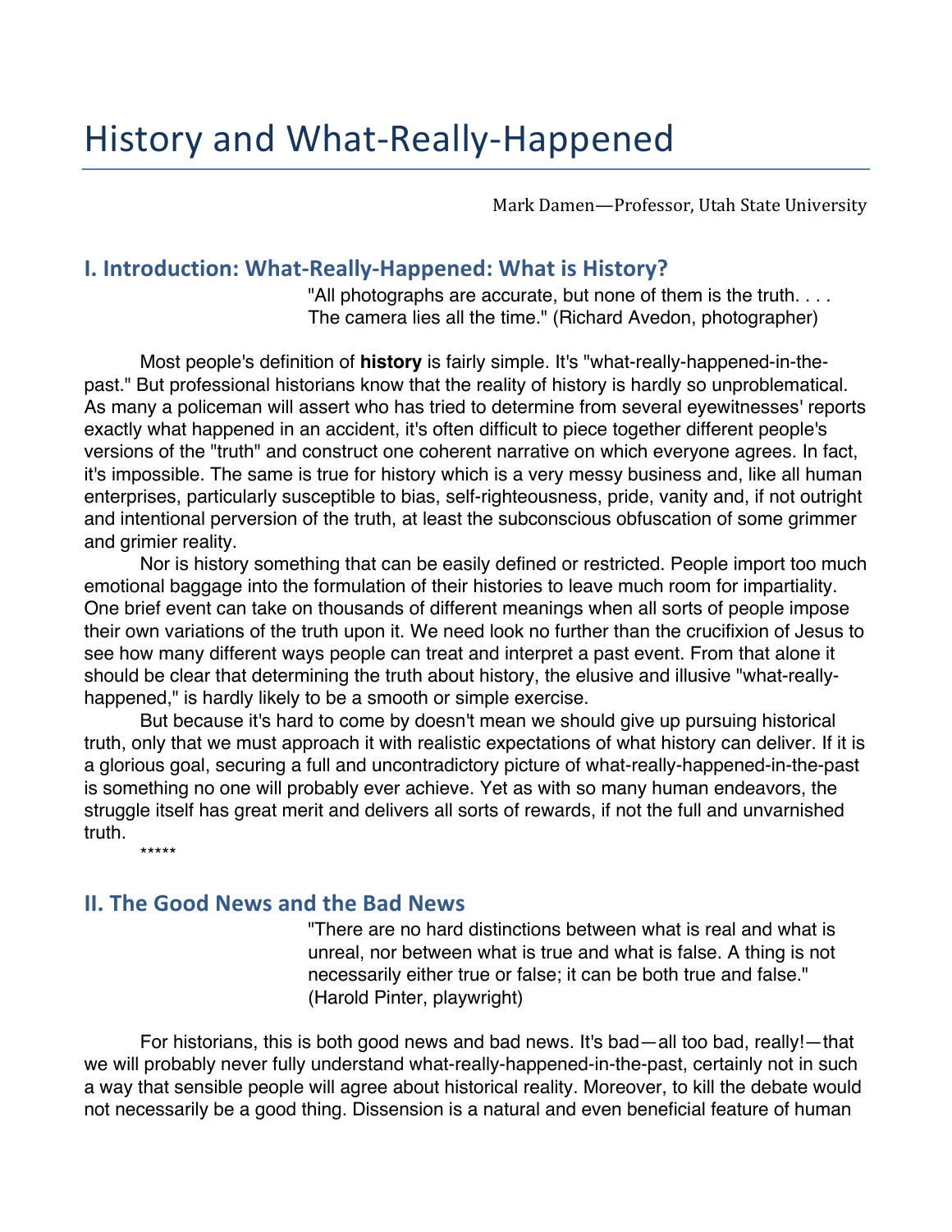# History and What-Really-Happened

Mark Damen—Professor, Utah State University

## I. Introduction: What-Really-Happened: What is History?

"All photographs are accurate, but none of them is the truth. . . . The camera lies all the time." (Richard Avedon, photographer)

Most people's definition of **history** is fairly simple. It's "what-really-happened-in-the-past." But professional historians know that the reality of history is hardly so unproblematical. As many a policeman will assert who has tried to determine from several eyewitnesses' reports exactly what happened in an accident, it's often difficult to piece together different people's versions of the "truth" and construct one coherent narrative on which everyone agrees. In fact, it's impossible. The same is true for history which is a very messy business and, like all human enterprises, particularly susceptible to bias, self-righteousness, pride, vanity and, if not outright and intentional perversion of the truth, at least the subconscious obfuscation of some grimmer and grimier reality.

Nor is history something that can be easily defined or restricted. People import too much emotional baggage into the formulation of their histories to leave much room for impartiality. One brief event can take on thousands of different meanings when all sorts of people impose their own variations of the truth upon it. We need look no further than the crucifixion of Jesus to see how many different ways people can treat and interpret a past event. From that alone it should be clear that determining the truth about history, the elusive and illusive "what-really-happened," is hardly likely to be a smooth or simple exercise.

But because it's hard to come by doesn't mean we should give up pursuing historical truth, only that we must approach it with realistic expectations of what history can deliver. If it is a glorious goal, securing a full and uncontradictory picture of what-really-happened-in-the-past is something no one will probably ever achieve. Yet as with so many human endeavors, the struggle itself has great merit and delivers all sorts of rewards, if not the full and unvarnished truth.

*****

## II. The Good News and the Bad News

"There are no hard distinctions between what is real and what is unreal, nor between what is true and what is false. A thing is not necessarily either true or false; it can be both true and false." (Harold Pinter, playwright)

For historians, this is both good news and bad news. It's bad—all too bad, really!—that we will probably never fully understand what-really-happened-in-the-past, certainly not in such a way that sensible people will agree about historical reality. Moreover, to kill the debate would not necessarily be a good thing. Dissension is a natural and even beneficial feature of human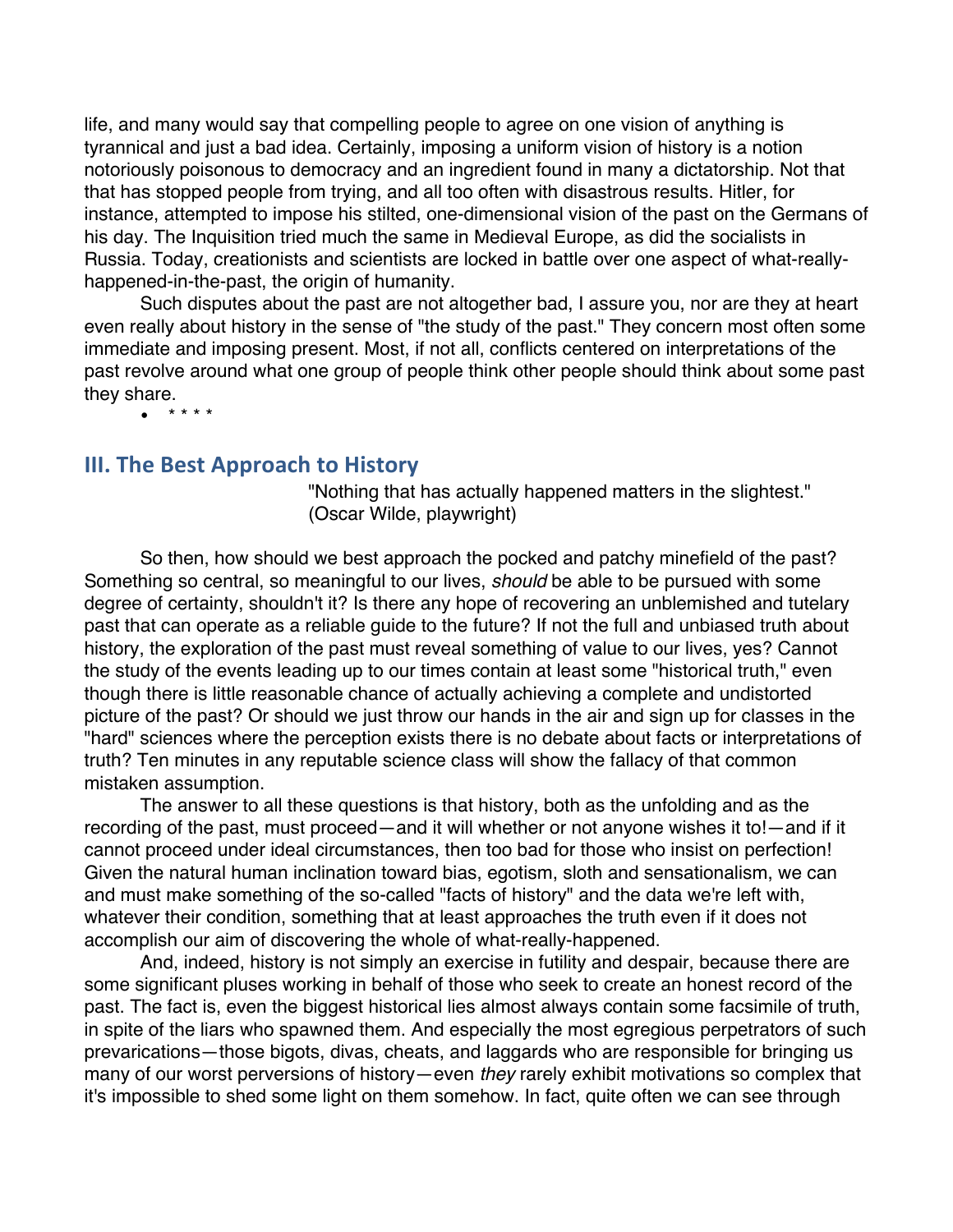life, and many would say that compelling people to agree on one vision of anything is tyrannical and just a bad idea. Certainly, imposing a uniform vision of history is a notion notoriously poisonous to democracy and an ingredient found in many a dictatorship. Not that that has stopped people from trying, and all too often with disastrous results. Hitler, for instance, attempted to impose his stilted, one-dimensional vision of the past on the Germans of his day. The Inquisition tried much the same in Medieval Europe, as did the socialists in Russia. Today, creationists and scientists are locked in battle over one aspect of what-really-happened-in-the-past, the origin of humanity.

Such disputes about the past are not altogether bad, I assure you, nor are they at heart even really about history in the sense of "the study of the past." They concern most often some immediate and imposing present. Most, if not all, conflicts centered on interpretations of the past revolve around what one group of people think other people should think about some past they share.

- * * * *

## III. The Best Approach to History

"Nothing that has actually happened matters in the slightest."
(Oscar Wilde, playwright)

So then, how should we best approach the pocked and patchy minefield of the past? Something so central, so meaningful to our lives, *should* be able to be pursued with some degree of certainty, shouldn't it? Is there any hope of recovering an unblemished and tutelary past that can operate as a reliable guide to the future? If not the full and unbiased truth about history, the exploration of the past must reveal something of value to our lives, yes? Cannot the study of the events leading up to our times contain at least some "historical truth," even though there is little reasonable chance of actually achieving a complete and undistorted picture of the past? Or should we just throw our hands in the air and sign up for classes in the "hard" sciences where the perception exists there is no debate about facts or interpretations of truth? Ten minutes in any reputable science class will show the fallacy of that common mistaken assumption.

The answer to all these questions is that history, both as the unfolding and as the recording of the past, must proceed—and it will whether or not anyone wishes it to!—and if it cannot proceed under ideal circumstances, then too bad for those who insist on perfection! Given the natural human inclination toward bias, egotism, sloth and sensationalism, we can and must make something of the so-called "facts of history" and the data we're left with, whatever their condition, something that at least approaches the truth even if it does not accomplish our aim of discovering the whole of what-really-happened.

And, indeed, history is not simply an exercise in futility and despair, because there are some significant pluses working in behalf of those who seek to create an honest record of the past. The fact is, even the biggest historical lies almost always contain some facsimile of truth, in spite of the liars who spawned them. And especially the most egregious perpetrators of such prevarications—those bigots, divas, cheats, and laggards who are responsible for bringing us many of our worst perversions of history—even *they* rarely exhibit motivations so complex that it's impossible to shed some light on them somehow. In fact, quite often we can see through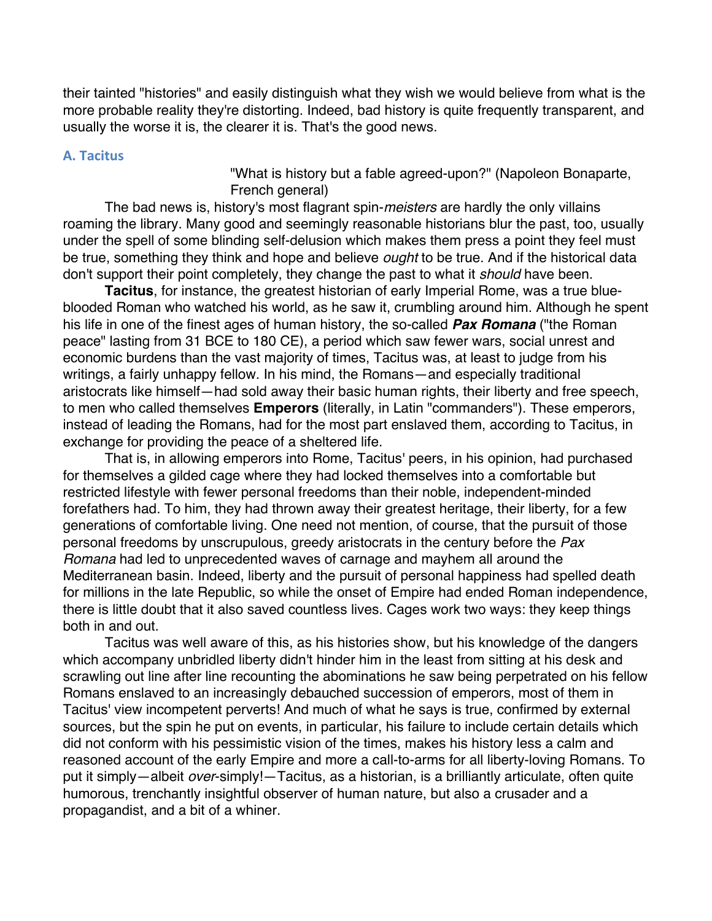their tainted "histories" and easily distinguish what they wish we would believe from what is the more probable reality they're distorting. Indeed, bad history is quite frequently transparent, and usually the worse it is, the clearer it is. That's the good news.

### A. Tacitus

> "What is history but a fable agreed-upon?" (Napoleon Bonaparte, French general)

The bad news is, history's most flagrant spin-*meisters* are hardly the only villains roaming the library. Many good and seemingly reasonable historians blur the past, too, usually under the spell of some blinding self-delusion which makes them press a point they feel must be true, something they think and hope and believe *ought* to be true. And if the historical data don't support their point completely, they change the past to what it *should* have been.

**Tacitus**, for instance, the greatest historian of early Imperial Rome, was a true blue-blooded Roman who watched his world, as he saw it, crumbling around him. Although he spent his life in one of the finest ages of human history, the so-called ***Pax Romana*** ("the Roman peace" lasting from 31 BCE to 180 CE), a period which saw fewer wars, social unrest and economic burdens than the vast majority of times, Tacitus was, at least to judge from his writings, a fairly unhappy fellow. In his mind, the Romans—and especially traditional aristocrats like himself—had sold away their basic human rights, their liberty and free speech, to men who called themselves **Emperors** (literally, in Latin "commanders"). These emperors, instead of leading the Romans, had for the most part enslaved them, according to Tacitus, in exchange for providing the peace of a sheltered life.

That is, in allowing emperors into Rome, Tacitus' peers, in his opinion, had purchased for themselves a gilded cage where they had locked themselves into a comfortable but restricted lifestyle with fewer personal freedoms than their noble, independent-minded forefathers had. To him, they had thrown away their greatest heritage, their liberty, for a few generations of comfortable living. One need not mention, of course, that the pursuit of those personal freedoms by unscrupulous, greedy aristocrats in the century before the *Pax Romana* had led to unprecedented waves of carnage and mayhem all around the Mediterranean basin. Indeed, liberty and the pursuit of personal happiness had spelled death for millions in the late Republic, so while the onset of Empire had ended Roman independence, there is little doubt that it also saved countless lives. Cages work two ways: they keep things both in and out.

Tacitus was well aware of this, as his histories show, but his knowledge of the dangers which accompany unbridled liberty didn't hinder him in the least from sitting at his desk and scrawling out line after line recounting the abominations he saw being perpetrated on his fellow Romans enslaved to an increasingly debauched succession of emperors, most of them in Tacitus' view incompetent perverts! And much of what he says is true, confirmed by external sources, but the spin he put on events, in particular, his failure to include certain details which did not conform with his pessimistic vision of the times, makes his history less a calm and reasoned account of the early Empire and more a call-to-arms for all liberty-loving Romans. To put it simply—albeit *over*-simply!—Tacitus, as a historian, is a brilliantly articulate, often quite humorous, trenchantly insightful observer of human nature, but also a crusader and a propagandist, and a bit of a whiner.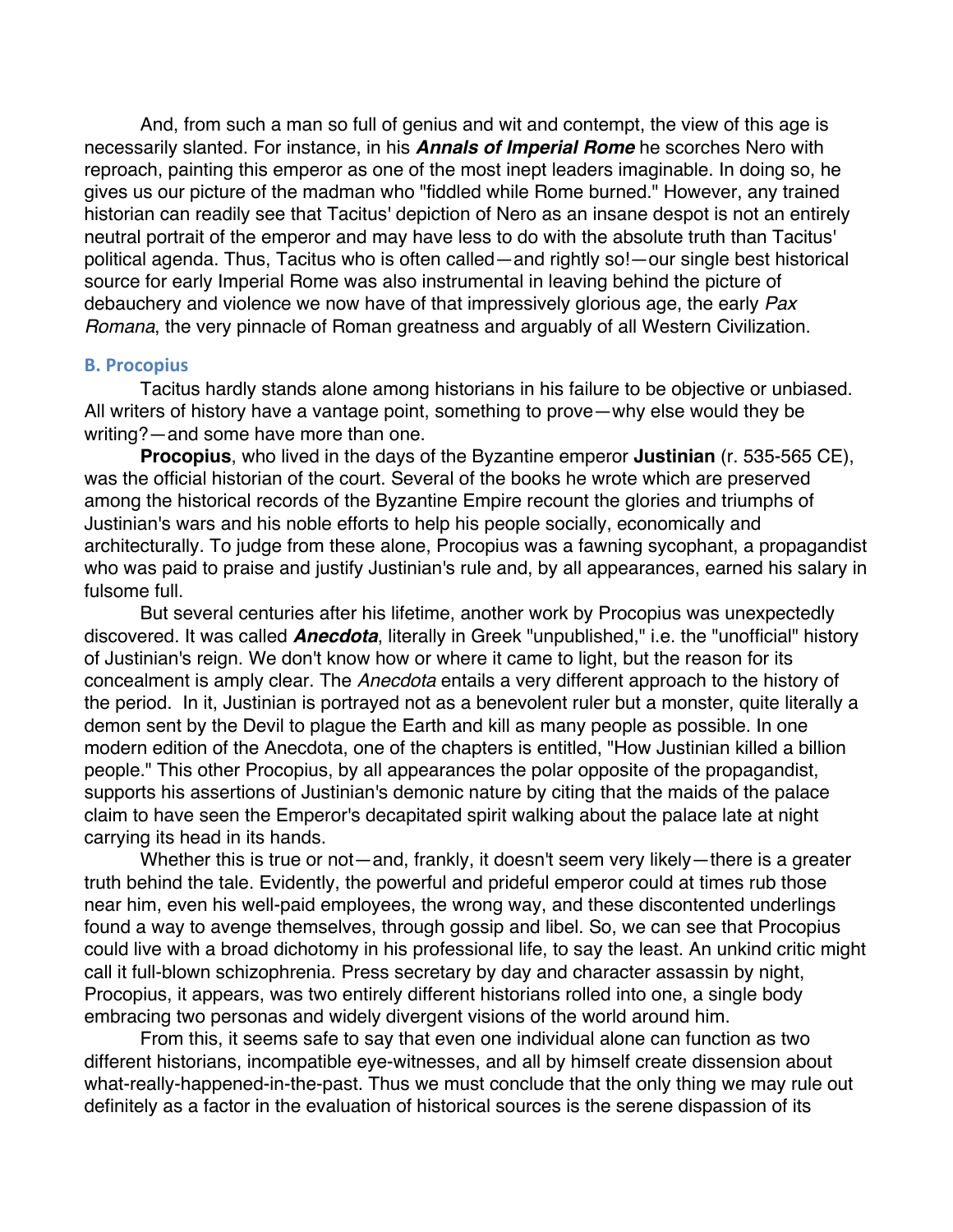And, from such a man so full of genius and wit and contempt, the view of this age is necessarily slanted. For instance, in his ***Annals of Imperial Rome*** he scorches Nero with reproach, painting this emperor as one of the most inept leaders imaginable. In doing so, he gives us our picture of the madman who "fiddled while Rome burned." However, any trained historian can readily see that Tacitus' depiction of Nero as an insane despot is not an entirely neutral portrait of the emperor and may have less to do with the absolute truth than Tacitus' political agenda. Thus, Tacitus who is often called—and rightly so!—our single best historical source for early Imperial Rome was also instrumental in leaving behind the picture of debauchery and violence we now have of that impressively glorious age, the early *Pax Romana*, the very pinnacle of Roman greatness and arguably of all Western Civilization.

### B. Procopius

Tacitus hardly stands alone among historians in his failure to be objective or unbiased. All writers of history have a vantage point, something to prove—why else would they be writing?—and some have more than one.

**Procopius**, who lived in the days of the Byzantine emperor **Justinian** (r. 535-565 CE), was the official historian of the court. Several of the books he wrote which are preserved among the historical records of the Byzantine Empire recount the glories and triumphs of Justinian's wars and his noble efforts to help his people socially, economically and architecturally. To judge from these alone, Procopius was a fawning sycophant, a propagandist who was paid to praise and justify Justinian's rule and, by all appearances, earned his salary in fulsome full.

But several centuries after his lifetime, another work by Procopius was unexpectedly discovered. It was called ***Anecdota***, literally in Greek "unpublished," i.e. the "unofficial" history of Justinian's reign. We don't know how or where it came to light, but the reason for its concealment is amply clear. The *Anecdota* entails a very different approach to the history of the period. In it, Justinian is portrayed not as a benevolent ruler but a monster, quite literally a demon sent by the Devil to plague the Earth and kill as many people as possible. In one modern edition of the Anecdota, one of the chapters is entitled, "How Justinian killed a billion people." This other Procopius, by all appearances the polar opposite of the propagandist, supports his assertions of Justinian's demonic nature by citing that the maids of the palace claim to have seen the Emperor's decapitated spirit walking about the palace late at night carrying its head in its hands.

Whether this is true or not—and, frankly, it doesn't seem very likely—there is a greater truth behind the tale. Evidently, the powerful and prideful emperor could at times rub those near him, even his well-paid employees, the wrong way, and these discontented underlings found a way to avenge themselves, through gossip and libel. So, we can see that Procopius could live with a broad dichotomy in his professional life, to say the least. An unkind critic might call it full-blown schizophrenia. Press secretary by day and character assassin by night, Procopius, it appears, was two entirely different historians rolled into one, a single body embracing two personas and widely divergent visions of the world around him.

From this, it seems safe to say that even one individual alone can function as two different historians, incompatible eye-witnesses, and all by himself create dissension about what-really-happened-in-the-past. Thus we must conclude that the only thing we may rule out definitely as a factor in the evaluation of historical sources is the serene dispassion of its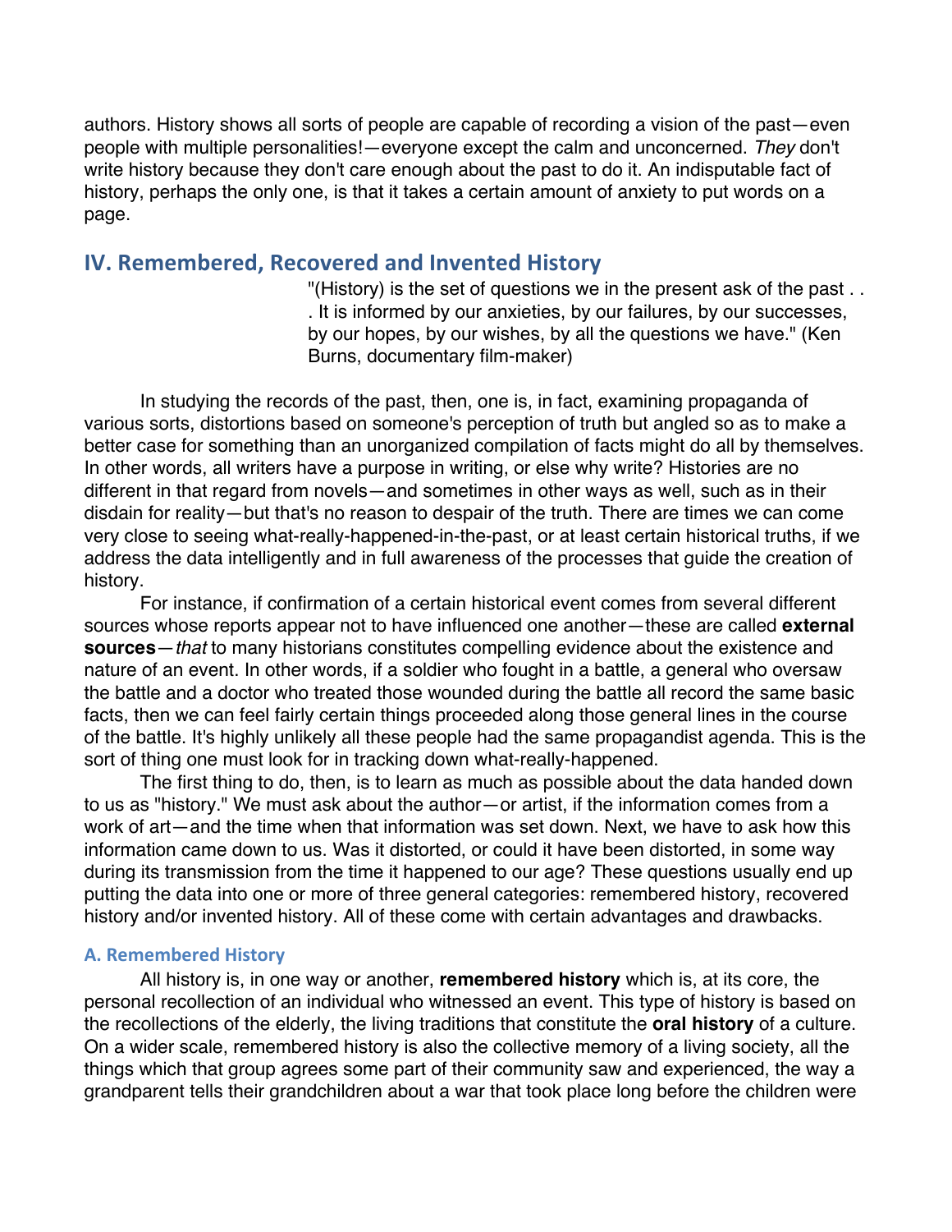authors. History shows all sorts of people are capable of recording a vision of the past—even people with multiple personalities!—everyone except the calm and unconcerned. *They* don't write history because they don't care enough about the past to do it. An indisputable fact of history, perhaps the only one, is that it takes a certain amount of anxiety to put words on a page.

## IV. Remembered, Recovered and Invented History

> "(History) is the set of questions we in the present ask of the past . . . It is informed by our anxieties, by our failures, by our successes, by our hopes, by our wishes, by all the questions we have." (Ken Burns, documentary film-maker)

In studying the records of the past, then, one is, in fact, examining propaganda of various sorts, distortions based on someone's perception of truth but angled so as to make a better case for something than an unorganized compilation of facts might do all by themselves. In other words, all writers have a purpose in writing, or else why write? Histories are no different in that regard from novels—and sometimes in other ways as well, such as in their disdain for reality—but that's no reason to despair of the truth. There are times we can come very close to seeing what-really-happened-in-the-past, or at least certain historical truths, if we address the data intelligently and in full awareness of the processes that guide the creation of history.

For instance, if confirmation of a certain historical event comes from several different sources whose reports appear not to have influenced one another—these are called **external sources**—*that* to many historians constitutes compelling evidence about the existence and nature of an event. In other words, if a soldier who fought in a battle, a general who oversaw the battle and a doctor who treated those wounded during the battle all record the same basic facts, then we can feel fairly certain things proceeded along those general lines in the course of the battle. It's highly unlikely all these people had the same propagandist agenda. This is the sort of thing one must look for in tracking down what-really-happened.

The first thing to do, then, is to learn as much as possible about the data handed down to us as "history." We must ask about the author—or artist, if the information comes from a work of art—and the time when that information was set down. Next, we have to ask how this information came down to us. Was it distorted, or could it have been distorted, in some way during its transmission from the time it happened to our age? These questions usually end up putting the data into one or more of three general categories: remembered history, recovered history and/or invented history. All of these come with certain advantages and drawbacks.

### A. Remembered History

All history is, in one way or another, **remembered history** which is, at its core, the personal recollection of an individual who witnessed an event. This type of history is based on the recollections of the elderly, the living traditions that constitute the **oral history** of a culture. On a wider scale, remembered history is also the collective memory of a living society, all the things which that group agrees some part of their community saw and experienced, the way a grandparent tells their grandchildren about a war that took place long before the children were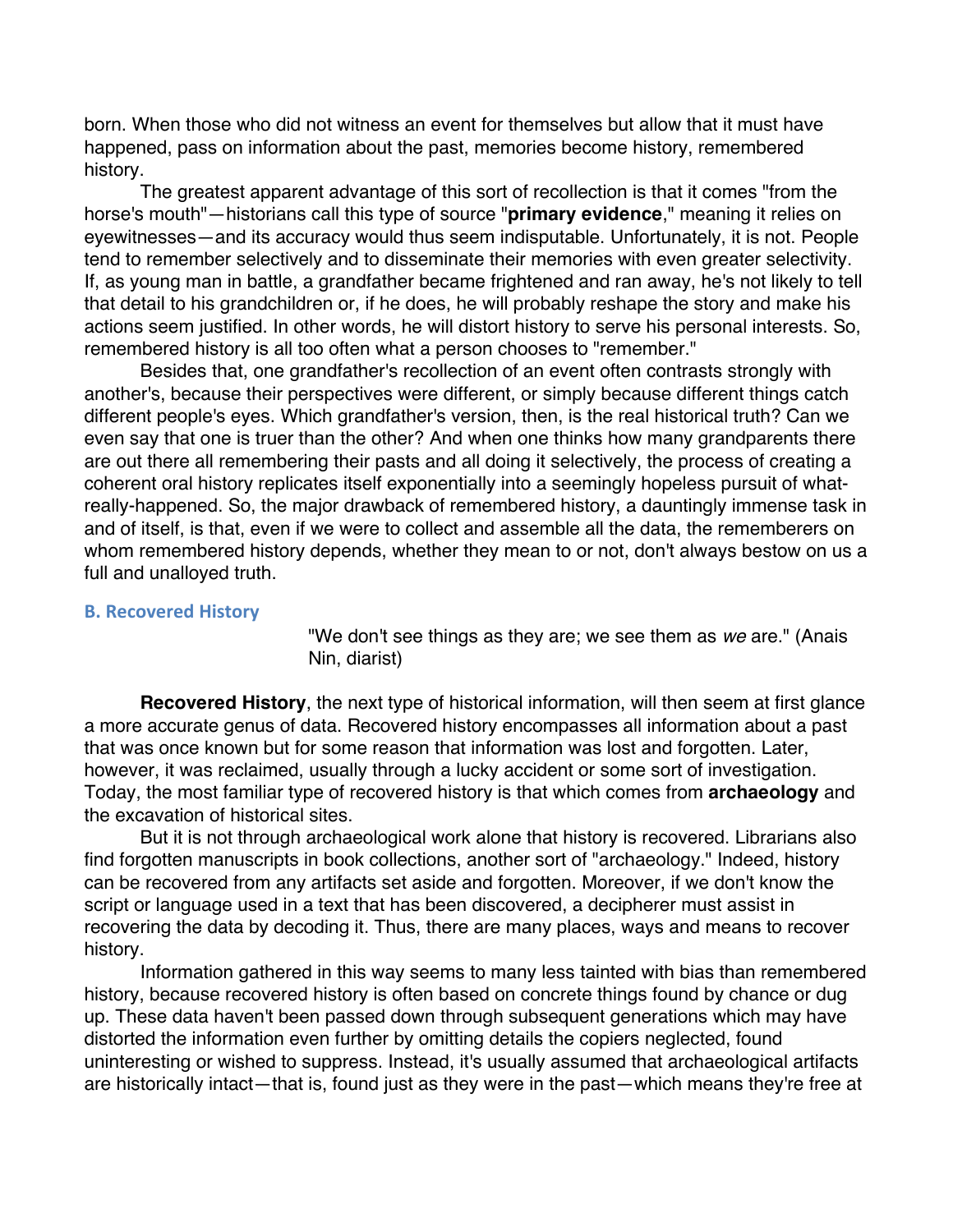born. When those who did not witness an event for themselves but allow that it must have happened, pass on information about the past, memories become history, remembered history.

The greatest apparent advantage of this sort of recollection is that it comes "from the horse's mouth"—historians call this type of source "**primary evidence**," meaning it relies on eyewitnesses—and its accuracy would thus seem indisputable. Unfortunately, it is not. People tend to remember selectively and to disseminate their memories with even greater selectivity. If, as young man in battle, a grandfather became frightened and ran away, he's not likely to tell that detail to his grandchildren or, if he does, he will probably reshape the story and make his actions seem justified. In other words, he will distort history to serve his personal interests. So, remembered history is all too often what a person chooses to "remember."

Besides that, one grandfather's recollection of an event often contrasts strongly with another's, because their perspectives were different, or simply because different things catch different people's eyes. Which grandfather's version, then, is the real historical truth? Can we even say that one is truer than the other? And when one thinks how many grandparents there are out there all remembering their pasts and all doing it selectively, the process of creating a coherent oral history replicates itself exponentially into a seemingly hopeless pursuit of what-really-happened. So, the major drawback of remembered history, a dauntingly immense task in and of itself, is that, even if we were to collect and assemble all the data, the rememberers on whom remembered history depends, whether they mean to or not, don't always bestow on us a full and unalloyed truth.

### B. Recovered History

> "We don't see things as they are; we see them as *we* are." (Anais Nin, diarist)

**Recovered History**, the next type of historical information, will then seem at first glance a more accurate genus of data. Recovered history encompasses all information about a past that was once known but for some reason that information was lost and forgotten. Later, however, it was reclaimed, usually through a lucky accident or some sort of investigation. Today, the most familiar type of recovered history is that which comes from **archaeology** and the excavation of historical sites.

But it is not through archaeological work alone that history is recovered. Librarians also find forgotten manuscripts in book collections, another sort of "archaeology." Indeed, history can be recovered from any artifacts set aside and forgotten. Moreover, if we don't know the script or language used in a text that has been discovered, a decipherer must assist in recovering the data by decoding it. Thus, there are many places, ways and means to recover history.

Information gathered in this way seems to many less tainted with bias than remembered history, because recovered history is often based on concrete things found by chance or dug up. These data haven't been passed down through subsequent generations which may have distorted the information even further by omitting details the copiers neglected, found uninteresting or wished to suppress. Instead, it's usually assumed that archaeological artifacts are historically intact—that is, found just as they were in the past—which means they're free at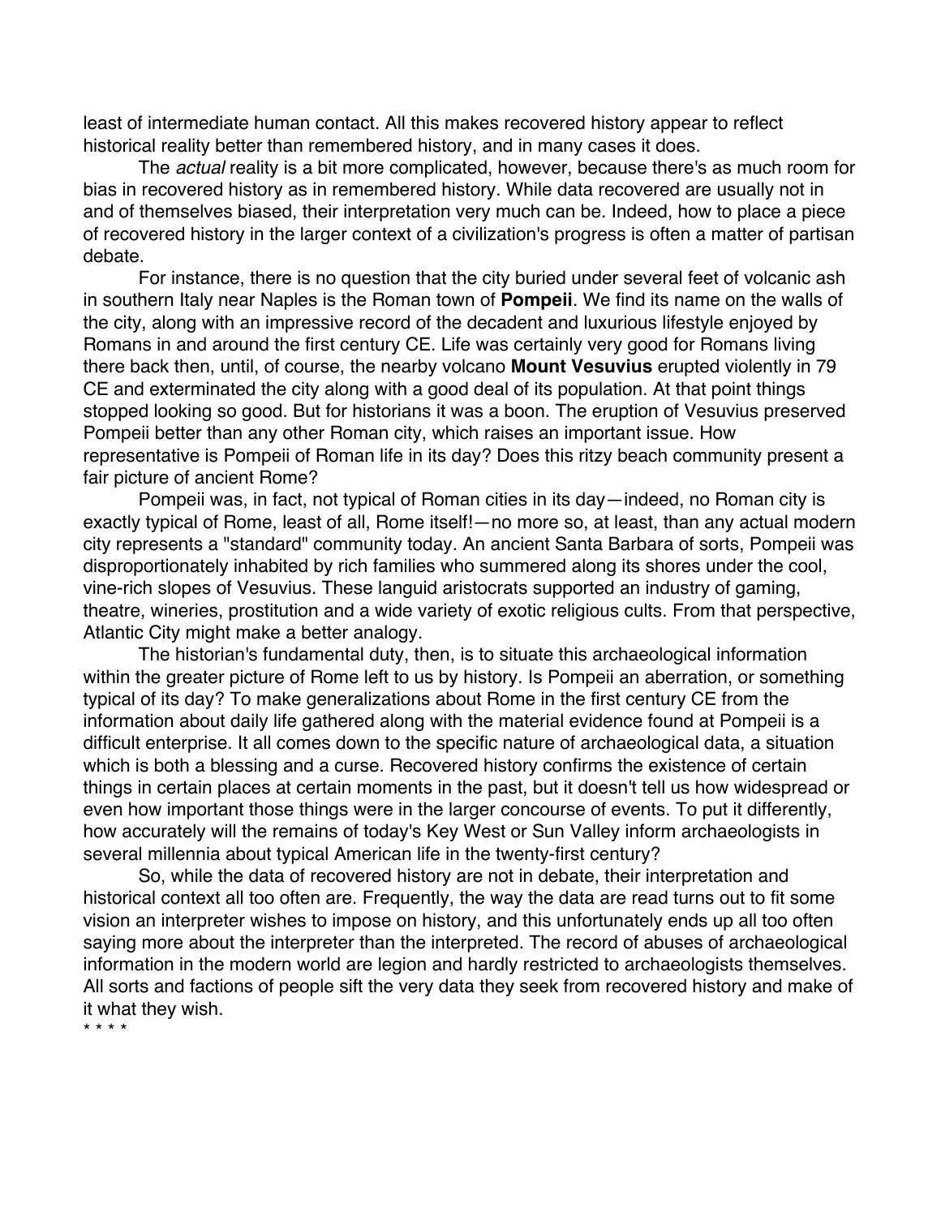least of intermediate human contact. All this makes recovered history appear to reflect historical reality better than remembered history, and in many cases it does.

The *actual* reality is a bit more complicated, however, because there's as much room for bias in recovered history as in remembered history. While data recovered are usually not in and of themselves biased, their interpretation very much can be. Indeed, how to place a piece of recovered history in the larger context of a civilization's progress is often a matter of partisan debate.

For instance, there is no question that the city buried under several feet of volcanic ash in southern Italy near Naples is the Roman town of **Pompeii**. We find its name on the walls of the city, along with an impressive record of the decadent and luxurious lifestyle enjoyed by Romans in and around the first century CE. Life was certainly very good for Romans living there back then, until, of course, the nearby volcano **Mount Vesuvius** erupted violently in 79 CE and exterminated the city along with a good deal of its population. At that point things stopped looking so good. But for historians it was a boon. The eruption of Vesuvius preserved Pompeii better than any other Roman city, which raises an important issue. How representative is Pompeii of Roman life in its day? Does this ritzy beach community present a fair picture of ancient Rome?

Pompeii was, in fact, not typical of Roman cities in its day—indeed, no Roman city is exactly typical of Rome, least of all, Rome itself!—no more so, at least, than any actual modern city represents a "standard" community today. An ancient Santa Barbara of sorts, Pompeii was disproportionately inhabited by rich families who summered along its shores under the cool, vine-rich slopes of Vesuvius. These languid aristocrats supported an industry of gaming, theatre, wineries, prostitution and a wide variety of exotic religious cults. From that perspective, Atlantic City might make a better analogy.

The historian's fundamental duty, then, is to situate this archaeological information within the greater picture of Rome left to us by history. Is Pompeii an aberration, or something typical of its day? To make generalizations about Rome in the first century CE from the information about daily life gathered along with the material evidence found at Pompeii is a difficult enterprise. It all comes down to the specific nature of archaeological data, a situation which is both a blessing and a curse. Recovered history confirms the existence of certain things in certain places at certain moments in the past, but it doesn't tell us how widespread or even how important those things were in the larger concourse of events. To put it differently, how accurately will the remains of today's Key West or Sun Valley inform archaeologists in several millennia about typical American life in the twenty-first century?

So, while the data of recovered history are not in debate, their interpretation and historical context all too often are. Frequently, the way the data are read turns out to fit some vision an interpreter wishes to impose on history, and this unfortunately ends up all too often saying more about the interpreter than the interpreted. The record of abuses of archaeological information in the modern world are legion and hardly restricted to archaeologists themselves. All sorts and factions of people sift the very data they seek from recovered history and make of it what they wish.

* * * *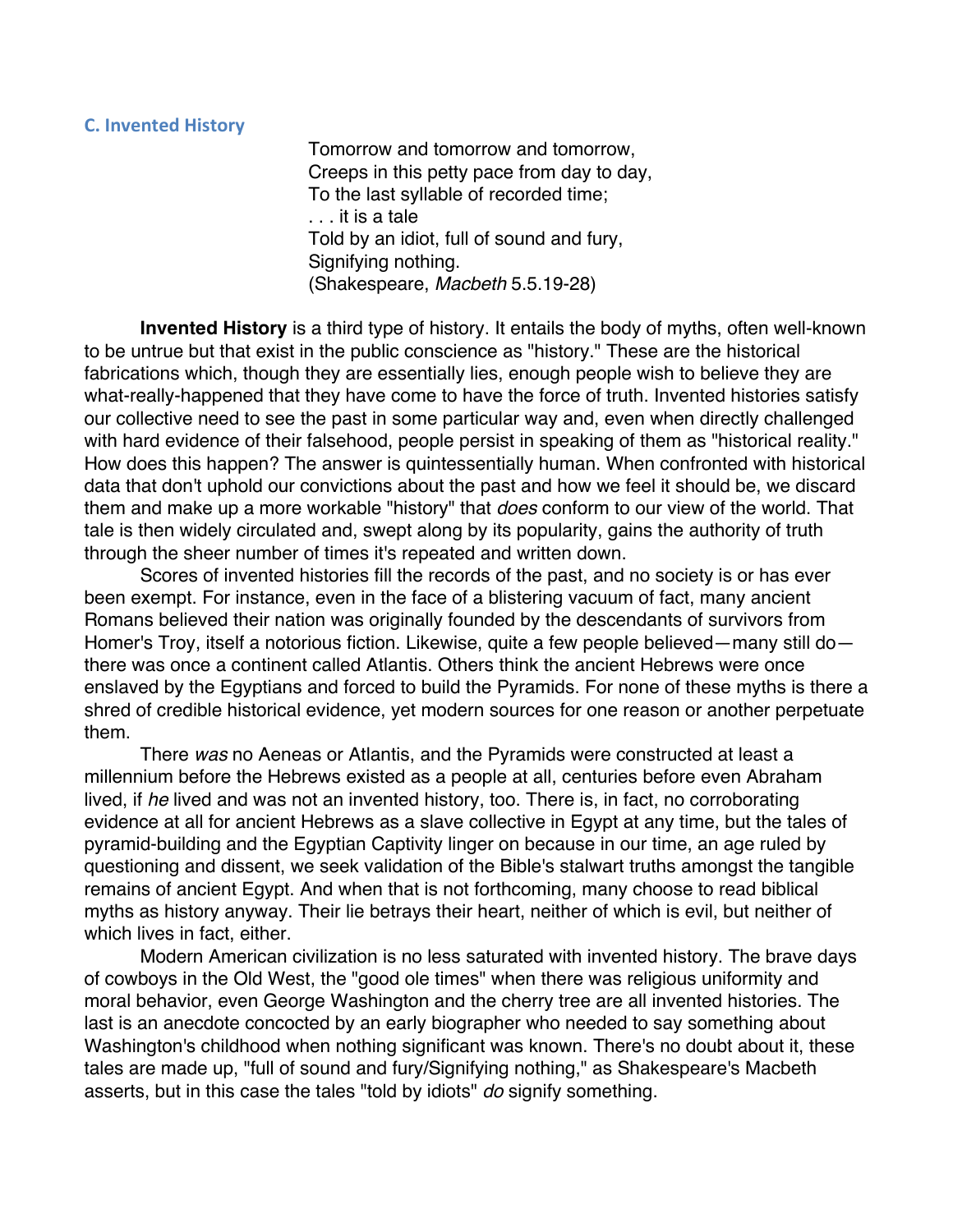### C. Invented History

> Tomorrow and tomorrow and tomorrow,
> Creeps in this petty pace from day to day,
> To the last syllable of recorded time;
> . . . it is a tale
> Told by an idiot, full of sound and fury,
> Signifying nothing.
> (Shakespeare, *Macbeth* 5.5.19-28)

**Invented History** is a third type of history. It entails the body of myths, often well-known to be untrue but that exist in the public conscience as "history." These are the historical fabrications which, though they are essentially lies, enough people wish to believe they are what-really-happened that they have come to have the force of truth. Invented histories satisfy our collective need to see the past in some particular way and, even when directly challenged with hard evidence of their falsehood, people persist in speaking of them as "historical reality." How does this happen? The answer is quintessentially human. When confronted with historical data that don't uphold our convictions about the past and how we feel it should be, we discard them and make up a more workable "history" that *does* conform to our view of the world. That tale is then widely circulated and, swept along by its popularity, gains the authority of truth through the sheer number of times it's repeated and written down.

Scores of invented histories fill the records of the past, and no society is or has ever been exempt. For instance, even in the face of a blistering vacuum of fact, many ancient Romans believed their nation was originally founded by the descendants of survivors from Homer's Troy, itself a notorious fiction. Likewise, quite a few people believed—many still do—there was once a continent called Atlantis. Others think the ancient Hebrews were once enslaved by the Egyptians and forced to build the Pyramids. For none of these myths is there a shred of credible historical evidence, yet modern sources for one reason or another perpetuate them.

There *was* no Aeneas or Atlantis, and the Pyramids were constructed at least a millennium before the Hebrews existed as a people at all, centuries before even Abraham lived, if *he* lived and was not an invented history, too. There is, in fact, no corroborating evidence at all for ancient Hebrews as a slave collective in Egypt at any time, but the tales of pyramid-building and the Egyptian Captivity linger on because in our time, an age ruled by questioning and dissent, we seek validation of the Bible's stalwart truths amongst the tangible remains of ancient Egypt. And when that is not forthcoming, many choose to read biblical myths as history anyway. Their lie betrays their heart, neither of which is evil, but neither of which lives in fact, either.

Modern American civilization is no less saturated with invented history. The brave days of cowboys in the Old West, the "good ole times" when there was religious uniformity and moral behavior, even George Washington and the cherry tree are all invented histories. The last is an anecdote concocted by an early biographer who needed to say something about Washington's childhood when nothing significant was known. There's no doubt about it, these tales are made up, "full of sound and fury/Signifying nothing," as Shakespeare's Macbeth asserts, but in this case the tales "told by idiots" *do* signify something.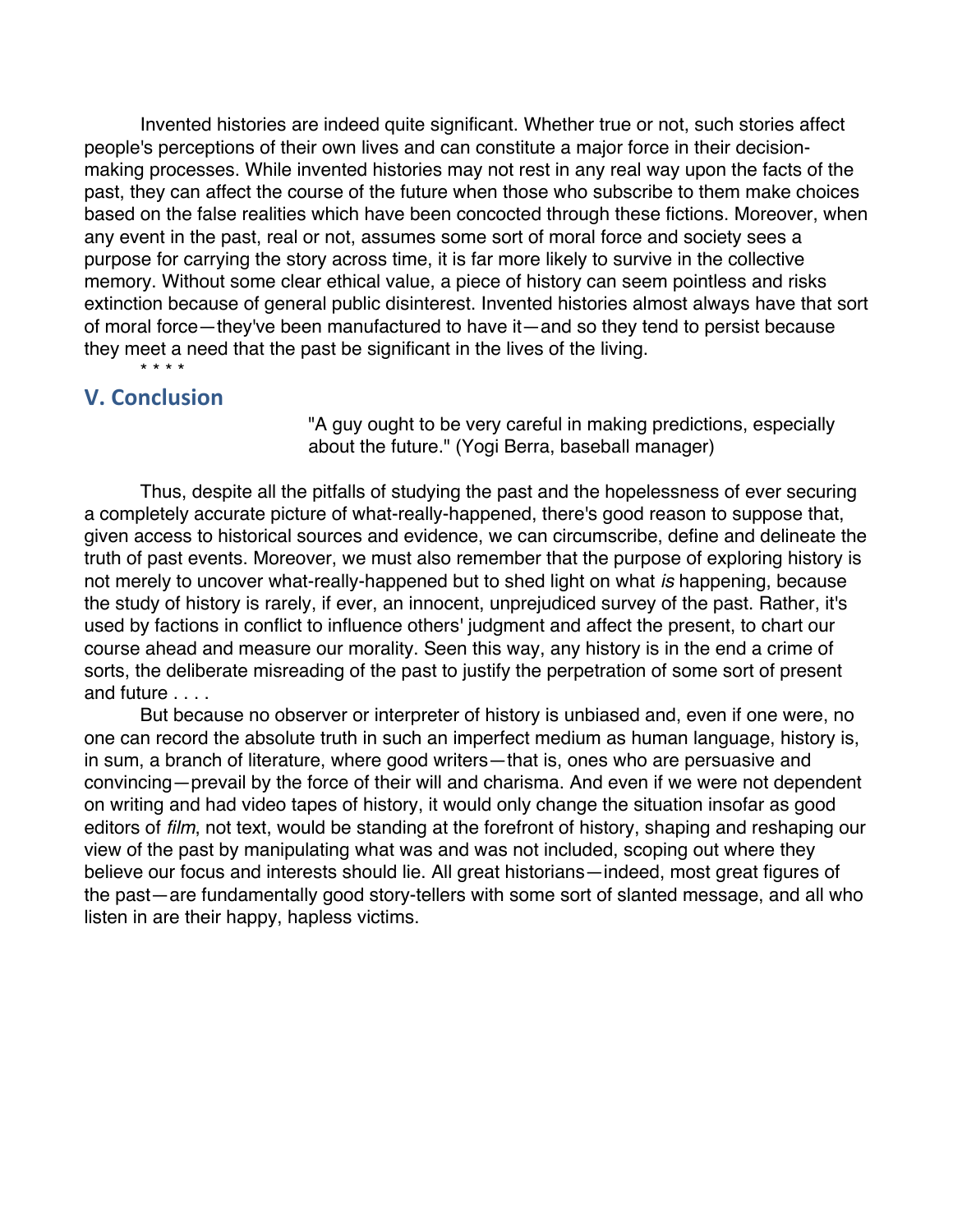Invented histories are indeed quite significant. Whether true or not, such stories affect people's perceptions of their own lives and can constitute a major force in their decision-making processes. While invented histories may not rest in any real way upon the facts of the past, they can affect the course of the future when those who subscribe to them make choices based on the false realities which have been concocted through these fictions. Moreover, when any event in the past, real or not, assumes some sort of moral force and society sees a purpose for carrying the story across time, it is far more likely to survive in the collective memory. Without some clear ethical value, a piece of history can seem pointless and risks extinction because of general public disinterest. Invented histories almost always have that sort of moral force—they've been manufactured to have it—and so they tend to persist because they meet a need that the past be significant in the lives of the living.

\* \* \* \*

## V. Conclusion

> "A guy ought to be very careful in making predictions, especially about the future." (Yogi Berra, baseball manager)

Thus, despite all the pitfalls of studying the past and the hopelessness of ever securing a completely accurate picture of what-really-happened, there's good reason to suppose that, given access to historical sources and evidence, we can circumscribe, define and delineate the truth of past events. Moreover, we must also remember that the purpose of exploring history is not merely to uncover what-really-happened but to shed light on what *is* happening, because the study of history is rarely, if ever, an innocent, unprejudiced survey of the past. Rather, it's used by factions in conflict to influence others' judgment and affect the present, to chart our course ahead and measure our morality. Seen this way, any history is in the end a crime of sorts, the deliberate misreading of the past to justify the perpetration of some sort of present and future . . . .

But because no observer or interpreter of history is unbiased and, even if one were, no one can record the absolute truth in such an imperfect medium as human language, history is, in sum, a branch of literature, where good writers—that is, ones who are persuasive and convincing—prevail by the force of their will and charisma. And even if we were not dependent on writing and had video tapes of history, it would only change the situation insofar as good editors of *film*, not text, would be standing at the forefront of history, shaping and reshaping our view of the past by manipulating what was and was not included, scoping out where they believe our focus and interests should lie. All great historians—indeed, most great figures of the past—are fundamentally good story-tellers with some sort of slanted message, and all who listen in are their happy, hapless victims.